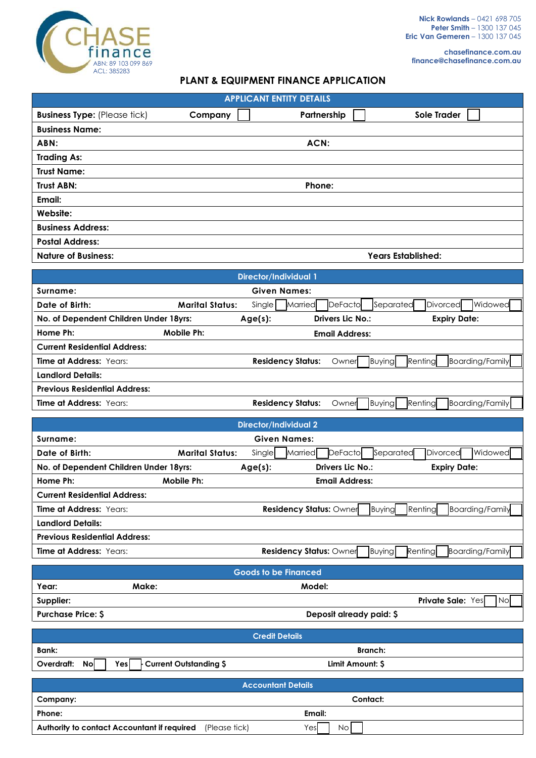CHASE finance
ABN: 89 103 099 869
ACL: 385283

**Nick Rowlands** – 0421 698 705
**Peter Smith** – 1300 137 045
**Eric Van Gemeren** – 1300 137 045

**chasefinance.com.au**
**finance@chasefinance.com.au**

# PLANT & EQUIPMENT FINANCE APPLICATION

## APPLICANT ENTITY DETAILS

| | | | |
|---|---|---|---|
| **Business Type:** (Please tick) | **Company** ☐ | **Partnership** ☐ | **Sole Trader** ☐ |
| **Business Name:** | | | |
| **ABN:** | | **ACN:** | |
| **Trading As:** | | | |
| **Trust Name:** | | | |
| **Trust ABN:** | | **Phone:** | |
| **Email:** | | | |
| **Website:** | | | |
| **Business Address:** | | | |
| **Postal Address:** | | | |
| **Nature of Business:** | | **Years Established:** | |

## Director/Individual 1

| | | | |
|---|---|---|---|
| **Surname:** | | **Given Names:** | |
| **Date of Birth:** | **Marital Status:** | Single ☐ Married ☐ DeFacto ☐ Separated ☐ Divorced ☐ Widowed ☐ | |
| **No. of Dependent Children Under 18yrs:** | **Age(s):** | **Drivers Lic No.:** | **Expiry Date:** |
| **Home Ph:** | **Mobile Ph:** | **Email Address:** | |
| **Current Residential Address:** | | | |
| **Time at Address:** Years: | | **Residency Status:** Owner ☐ Buying ☐ Renting ☐ Boarding/Family ☐ | |
| **Landlord Details:** | | | |
| **Previous Residential Address:** | | | |
| **Time at Address:** Years: | | **Residency Status:** Owner ☐ Buying ☐ Renting ☐ Boarding/Family ☐ | |

## Director/Individual 2

| | | | |
|---|---|---|---|
| **Surname:** | | **Given Names:** | |
| **Date of Birth:** | **Marital Status:** | Single ☐ Married ☐ DeFacto ☐ Separated ☐ Divorced ☐ Widowed ☐ | |
| **No. of Dependent Children Under 18yrs:** | **Age(s):** | **Drivers Lic No.:** | **Expiry Date:** |
| **Home Ph:** | **Mobile Ph:** | **Email Address:** | |
| **Current Residential Address:** | | | |
| **Time at Address:** Years: | | **Residency Status:** Owner ☐ Buying ☐ Renting ☐ Boarding/Family ☐ | |
| **Landlord Details:** | | | |
| **Previous Residential Address:** | | | |
| **Time at Address:** Years: | | **Residency Status:** Owner ☐ Buying ☐ Renting ☐ Boarding/Family ☐ | |

## Goods to be Financed

| | | | |
|---|---|---|---|
| **Year:** | **Make:** | **Model:** | |
| **Supplier:** | | | **Private Sale:** Yes ☐ No ☐ |
| **Purchase Price: $** | | **Deposit already paid: $** | |

## Credit Details

| | | | |
|---|---|---|---|
| **Bank:** | | **Branch:** | |
| **Overdraft:** **No** ☐ **Yes** ☐ | **Current Outstanding $** | **Limit Amount: $** | |

## Accountant Details

| | | | |
|---|---|---|---|
| **Company:** | | **Contact:** | |
| **Phone:** | | **Email:** | |
| **Authority to contact Accountant if required** | (Please tick) | Yes ☐ No ☐ | |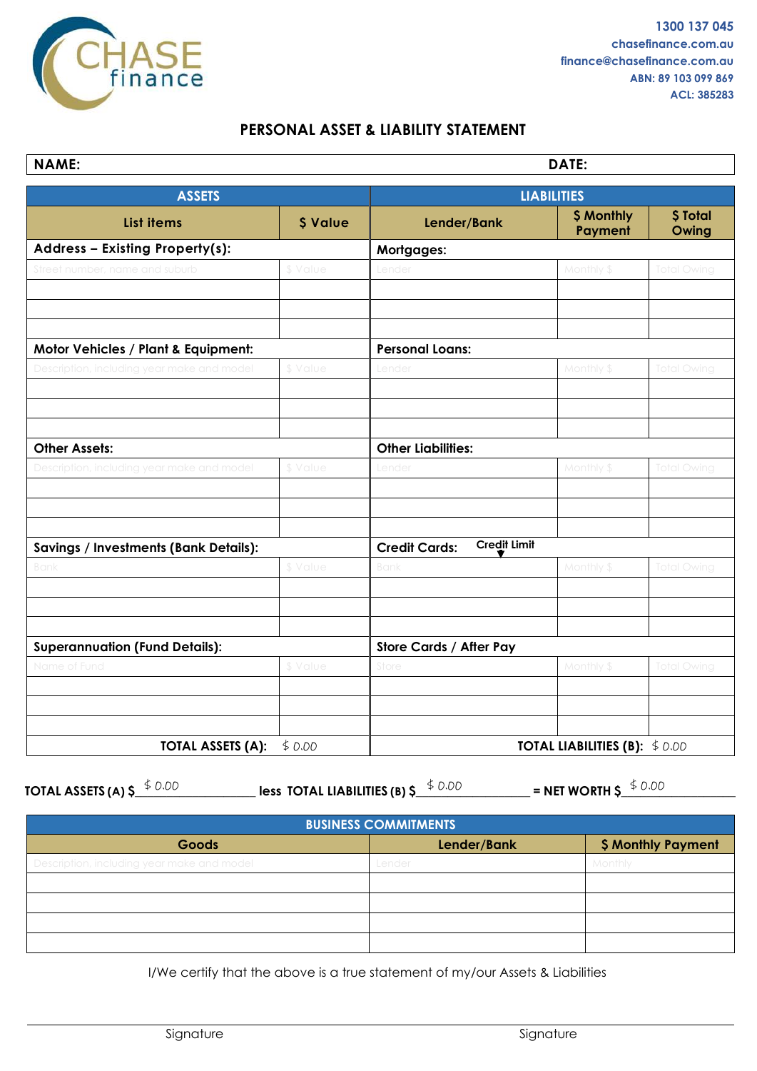1300 137 045
chasefinance.com.au
finance@chasefinance.com.au
ABN: 89 103 099 869
ACL: 385283

# PERSONAL ASSET & LIABILITY STATEMENT

| NAME: | DATE: |
|---|---|

| ASSETS | | LIABILITIES | | |
|---|---|---|---|---|
| **List items** | **$ Value** | **Lender/Bank** | **$ Monthly Payment** | **$ Total Owing** |
| **Address – Existing Property(s):** | | **Mortgages:** | | |
| Street number, name and suburb | $ Value | Lender | Monthly $ | Total Owing |
| | | | | |
| | | | | |
| | | | | |
| **Motor Vehicles / Plant & Equipment:** | | **Personal Loans:** | | |
| Description, including year make and model | $ Value | Lender | Monthly $ | Total Owing |
| | | | | |
| | | | | |
| | | | | |
| **Other Assets:** | | **Other Liabilities:** | | |
| Description, including year make and model | $ Value | Lender | Monthly $ | Total Owing |
| | | | | |
| | | | | |
| | | | | |
| **Savings / Investments (Bank Details):** | | **Credit Cards:** Credit Limit | | |
| Bank | $ Value | Bank | Monthly $ | Total Owing |
| | | | | |
| | | | | |
| | | | | |
| **Superannuation (Fund Details):** | | **Store Cards / After Pay** | | |
| Name of Fund | $ Value | Store | Monthly $ | Total Owing |
| | | | | |
| | | | | |
| | | | | |
| **TOTAL ASSETS (A):** | $ 0.00 | **TOTAL LIABILITIES (B):** $ 0.00 | | |

**TOTAL ASSETS (A) $** $ 0.00 **less TOTAL LIABILITIES (B) $** $ 0.00 **= NET WORTH $** $ 0.00

| BUSINESS COMMITMENTS | | |
|---|---|---|
| **Goods** | **Lender/Bank** | **$ Monthly Payment** |
| Description, including year make and model | Lender | Monthly |
| | | |
| | | |
| | | |
| | | |

I/We certify that the above is a true statement of my/our Assets & Liabilities

Signature

Signature